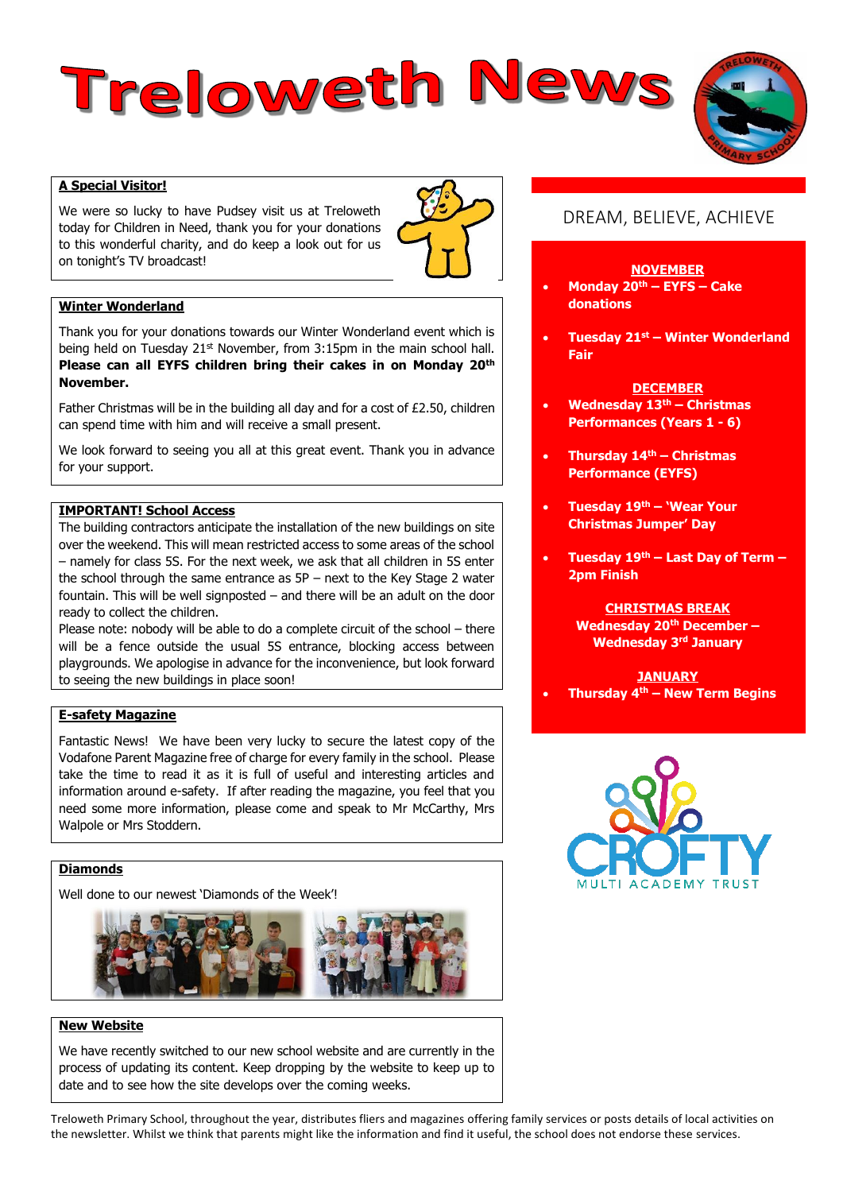# Treloweth News

## A Special Visitor!

We were so lucky to have Pudsey visit us at Treloweth today for Children in Need, thank you for your donations to this wonderful charity, and do keep a look out for us on tonight's TV broadcast!

## Winter Wonderland

Thank you for your donations towards our Winter Wonderland event which is being held on Tuesday 21st November, from 3:15pm in the main school hall. **Please can all EYFS children bring their cakes in on Monday 20th November.**

Father Christmas will be in the building all day and for a cost of £2.50, children can spend time with him and will receive a small present.

We look forward to seeing you all at this great event. Thank you in advance for your support.

## IMPORTANT! School Access

The building contractors anticipate the installation of the new buildings on site over the weekend. This will mean restricted access to some areas of the school – namely for class 5S. For the next week, we ask that all children in 5S enter the school through the same entrance as 5P – next to the Key Stage 2 water fountain. This will be well signposted – and there will be an adult on the door ready to collect the children.

Please note: nobody will be able to do a complete circuit of the school – there will be a fence outside the usual 5S entrance, blocking access between playgrounds. We apologise in advance for the inconvenience, but look forward to seeing the new buildings in place soon!

## E-safety Magazine

Fantastic News! We have been very lucky to secure the latest copy of the Vodafone Parent Magazine free of charge for every family in the school. Please take the time to read it as it is full of useful and interesting articles and information around e-safety. If after reading the magazine, you feel that you need some more information, please come and speak to Mr McCarthy, Mrs Walpole or Mrs Stoddern.

## Diamonds

Well done to our newest 'Diamonds of the Week'!

## New Website

We have recently switched to our new school website and are currently in the process of updating its content. Keep dropping by the website to keep up to date and to see how the site develops over the coming weeks.

## DREAM, BELIEVE, ACHIEVE

**NOVEMBER**

- **Monday 20th – EYFS – Cake donations**
- **Tuesday 21st – Winter Wonderland Fair**

**DECEMBER**

- **Wednesday 13th – Christmas Performances (Years 1 - 6)**
- **Thursday 14th – Christmas Performance (EYFS)**
- **Tuesday 19th – 'Wear Your Christmas Jumper' Day**
- **Tuesday 19th – Last Day of Term – 2pm Finish**

**CHRISTMAS BREAK**

**Wednesday 20th December – Wednesday 3rd January**

**JANUARY**

- **Thursday 4th – New Term Begins**

CROFTY MULTI ACADEMY TRUST

Treloweth Primary School, throughout the year, distributes fliers and magazines offering family services or posts details of local activities on the newsletter. Whilst we think that parents might like the information and find it useful, the school does not endorse these services.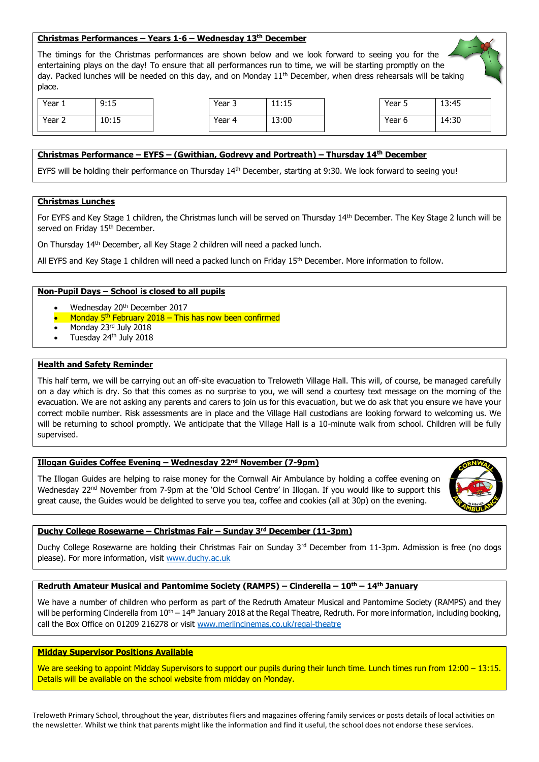**Christmas Performances – Years 1-6 – Wednesday 13th December**

The timings for the Christmas performances are shown below and we look forward to seeing you for the entertaining plays on the day! To ensure that all performances run to time, we will be starting promptly on the day. Packed lunches will be needed on this day, and on Monday 11th December, when dress rehearsals will be taking place.

| | | | | | |
|---|---|---|---|---|---|
| Year 1 | 9:15 | Year 3 | 11:15 | Year 5 | 13:45 |
| Year 2 | 10:15 | Year 4 | 13:00 | Year 6 | 14:30 |

**Christmas Performance – EYFS – (Gwithian, Godrevy and Portreath) – Thursday 14th December**

EYFS will be holding their performance on Thursday 14th December, starting at 9:30. We look forward to seeing you!

**Christmas Lunches**

For EYFS and Key Stage 1 children, the Christmas lunch will be served on Thursday 14th December. The Key Stage 2 lunch will be served on Friday 15th December.

On Thursday 14th December, all Key Stage 2 children will need a packed lunch.

All EYFS and Key Stage 1 children will need a packed lunch on Friday 15th December. More information to follow.

**Non-Pupil Days – School is closed to all pupils**

- Wednesday 20th December 2017
- Monday 5th February 2018 – This has now been confirmed
- Monday 23rd July 2018
- Tuesday 24th July 2018

**Health and Safety Reminder**

This half term, we will be carrying out an off-site evacuation to Treloweth Village Hall. This will, of course, be managed carefully on a day which is dry. So that this comes as no surprise to you, we will send a courtesy text message on the morning of the evacuation. We are not asking any parents and carers to join us for this evacuation, but we do ask that you ensure we have your correct mobile number. Risk assessments are in place and the Village Hall custodians are looking forward to welcoming us. We will be returning to school promptly. We anticipate that the Village Hall is a 10-minute walk from school. Children will be fully supervised.

**Illogan Guides Coffee Evening – Wednesday 22nd November (7-9pm)**

The Illogan Guides are helping to raise money for the Cornwall Air Ambulance by holding a coffee evening on Wednesday 22nd November from 7-9pm at the 'Old School Centre' in Illogan. If you would like to support this great cause, the Guides would be delighted to serve you tea, coffee and cookies (all at 30p) on the evening.

**Duchy College Rosewarne – Christmas Fair – Sunday 3rd December (11-3pm)**

Duchy College Rosewarne are holding their Christmas Fair on Sunday 3rd December from 11-3pm. Admission is free (no dogs please). For more information, visit www.duchy.ac.uk

**Redruth Amateur Musical and Pantomime Society (RAMPS) – Cinderella – 10th – 14th January**

We have a number of children who perform as part of the Redruth Amateur Musical and Pantomime Society (RAMPS) and they will be performing Cinderella from 10th – 14th January 2018 at the Regal Theatre, Redruth. For more information, including booking, call the Box Office on 01209 216278 or visit www.merlincinemas.co.uk/regal-theatre

**Midday Supervisor Positions Available**

We are seeking to appoint Midday Supervisors to support our pupils during their lunch time. Lunch times run from 12:00 – 13:15. Details will be available on the school website from midday on Monday.

Treloweth Primary School, throughout the year, distributes fliers and magazines offering family services or posts details of local activities on the newsletter. Whilst we think that parents might like the information and find it useful, the school does not endorse these services.